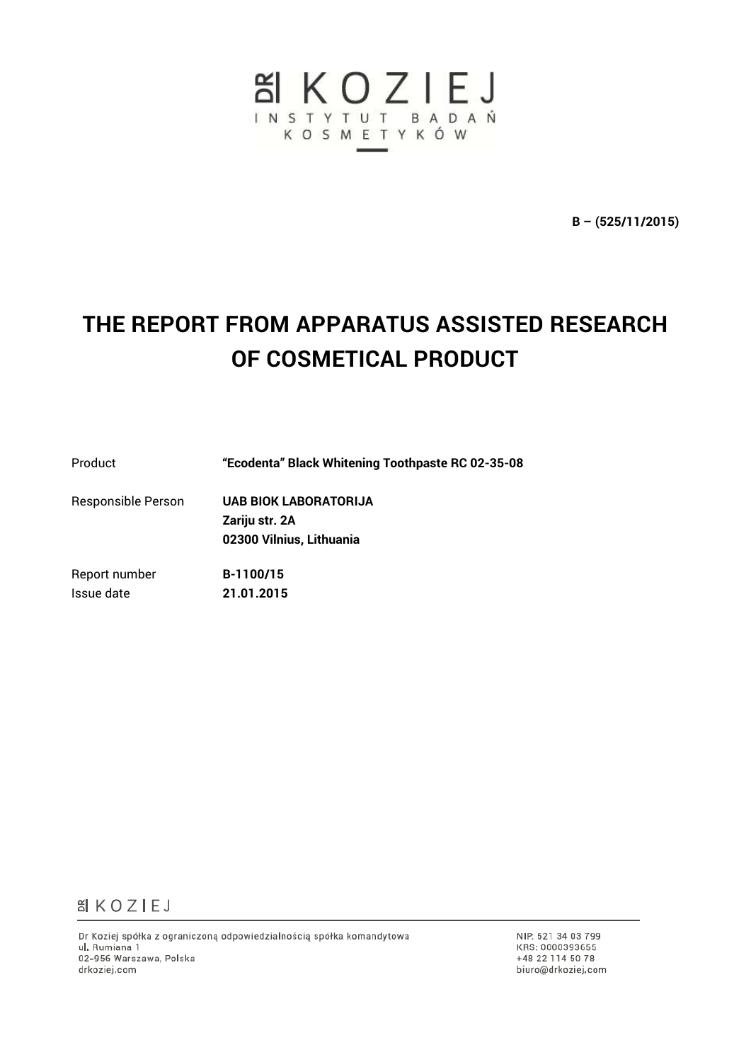DR KOZIEJ
INSTYTUT BADAŃ KOSMETYKÓW

**B – (525/11/2015)**

# THE REPORT FROM APPARATUS ASSISTED RESEARCH OF COSMETICAL PRODUCT

| | |
|---|---|
| Product | **"Ecodenta" Black Whitening Toothpaste RC 02-35-08** |
| Responsible Person | **UAB BIOK LABORATORIJA**<br>**Zariju str. 2A**<br>**02300 Vilnius, Lithuania** |
| Report number | **B-1100/15** |
| Issue date | **21.01.2015** |

DR KOZIEJ

Dr Koziej spółka z ograniczoną odpowiedzialnością spółka komandytowa
ul. Rumiana 1
02-956 Warszawa, Polska
drkoziej.com

NIP: 521 34 03 799
KRS: 0000393655
+48 22 114 50 78
biuro@drkoziej.com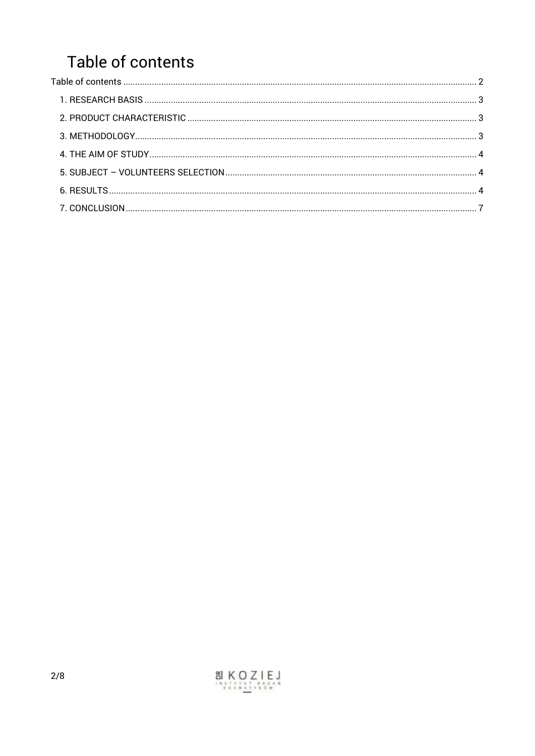# Table of contents

Table of contents ........................................................................................................................... 2

1. RESEARCH BASIS ........................................................................................................................... 3

2. PRODUCT CHARACTERISTIC ........................................................................................................... 3

3. METHODOLOGY ........................................................................................................................... 3

4. THE AIM OF STUDY ........................................................................................................................... 4

5. SUBJECT – VOLUNTEERS SELECTION ........................................................................................................... 4

6. RESULTS ........................................................................................................................... 4

7. CONCLUSION ........................................................................................................................... 7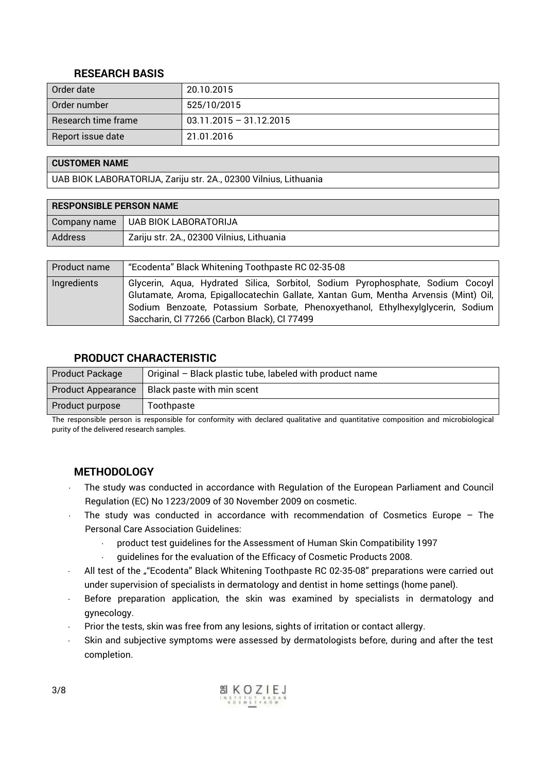## RESEARCH BASIS

| Order date | 20.10.2015 |
|---|---|
| Order number | 525/10/2015 |
| Research time frame | 03.11.2015 – 31.12.2015 |
| Report issue date | 21.01.2016 |

| CUSTOMER NAME |
|---|
| UAB BIOK LABORATORIJA, Zariju str. 2A., 02300 Vilnius, Lithuania |

| RESPONSIBLE PERSON NAME | |
|---|---|
| Company name | UAB BIOK LABORATORIJA |
| Address | Zariju str. 2A., 02300 Vilnius, Lithuania |

| Product name | "Ecodenta" Black Whitening Toothpaste RC 02-35-08 |
|---|---|
| Ingredients | Glycerin, Aqua, Hydrated Silica, Sorbitol, Sodium Pyrophosphate, Sodium Cocoyl Glutamate, Aroma, Epigallocatechin Gallate, Xantan Gum, Mentha Arvensis (Mint) Oil, Sodium Benzoate, Potassium Sorbate, Phenoxyethanol, Ethylhexylglycerin, Sodium Saccharin, Cl 77266 (Carbon Black), Cl 77499 |

## PRODUCT CHARACTERISTIC

| Product Package | Original – Black plastic tube, labeled with product name |
|---|---|
| Product Appearance | Black paste with min scent |
| Product purpose | Toothpaste |

The responsible person is responsible for conformity with declared qualitative and quantitative composition and microbiological purity of the delivered research samples.

## METHODOLOGY

- The study was conducted in accordance with Regulation of the European Parliament and Council Regulation (EC) No 1223/2009 of 30 November 2009 on cosmetic.
- The study was conducted in accordance with recommendation of Cosmetics Europe – The Personal Care Association Guidelines:
  - product test guidelines for the Assessment of Human Skin Compatibility 1997
  - guidelines for the evaluation of the Efficacy of Cosmetic Products 2008.
- All test of the „"Ecodenta" Black Whitening Toothpaste RC 02-35-08" preparations were carried out under supervision of specialists in dermatology and dentist in home settings (home panel).
- Before preparation application, the skin was examined by specialists in dermatology and gynecology.
- Prior the tests, skin was free from any lesions, sights of irritation or contact allergy.
- Skin and subjective symptoms were assessed by dermatologists before, during and after the test completion.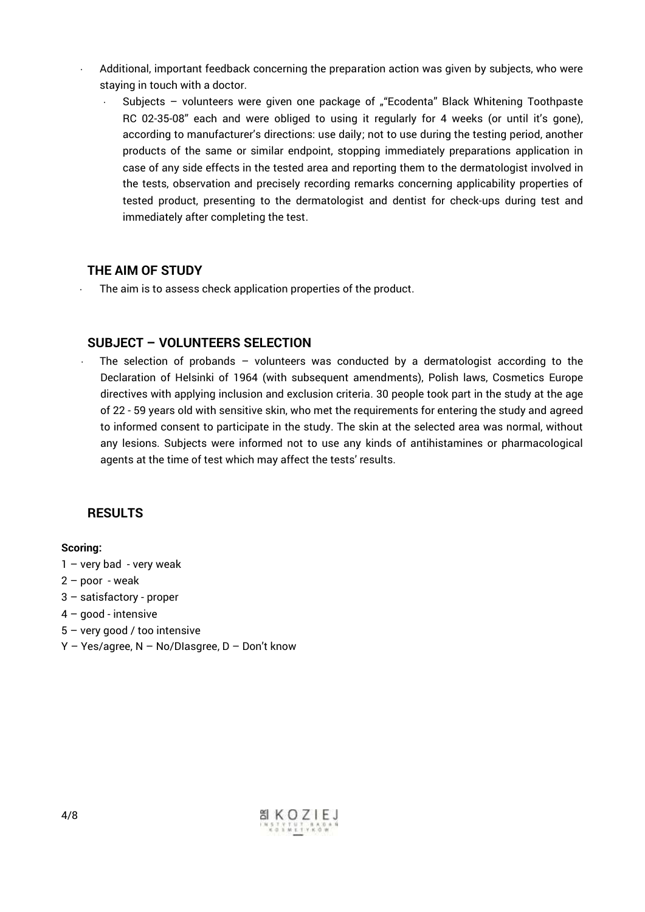- Additional, important feedback concerning the preparation action was given by subjects, who were staying in touch with a doctor.
  - Subjects – volunteers were given one package of „"Ecodenta" Black Whitening Toothpaste RC 02-35-08" each and were obliged to using it regularly for 4 weeks (or until it's gone), according to manufacturer's directions: use daily; not to use during the testing period, another products of the same or similar endpoint, stopping immediately preparations application in case of any side effects in the tested area and reporting them to the dermatologist involved in the tests, observation and precisely recording remarks concerning applicability properties of tested product, presenting to the dermatologist and dentist for check-ups during test and immediately after completing the test.

## THE AIM OF STUDY

- The aim is to assess check application properties of the product.

## SUBJECT – VOLUNTEERS SELECTION

- The selection of probands – volunteers was conducted by a dermatologist according to the Declaration of Helsinki of 1964 (with subsequent amendments), Polish laws, Cosmetics Europe directives with applying inclusion and exclusion criteria. 30 people took part in the study at the age of 22 - 59 years old with sensitive skin, who met the requirements for entering the study and agreed to informed consent to participate in the study. The skin at the selected area was normal, without any lesions. Subjects were informed not to use any kinds of antihistamines or pharmacological agents at the time of test which may affect the tests' results.

## RESULTS

**Scoring:**

1 – very bad - very weak
2 – poor - weak
3 – satisfactory - proper
4 – good - intensive
5 – very good / too intensive
Y – Yes/agree, N – No/DIasgree, D – Don't know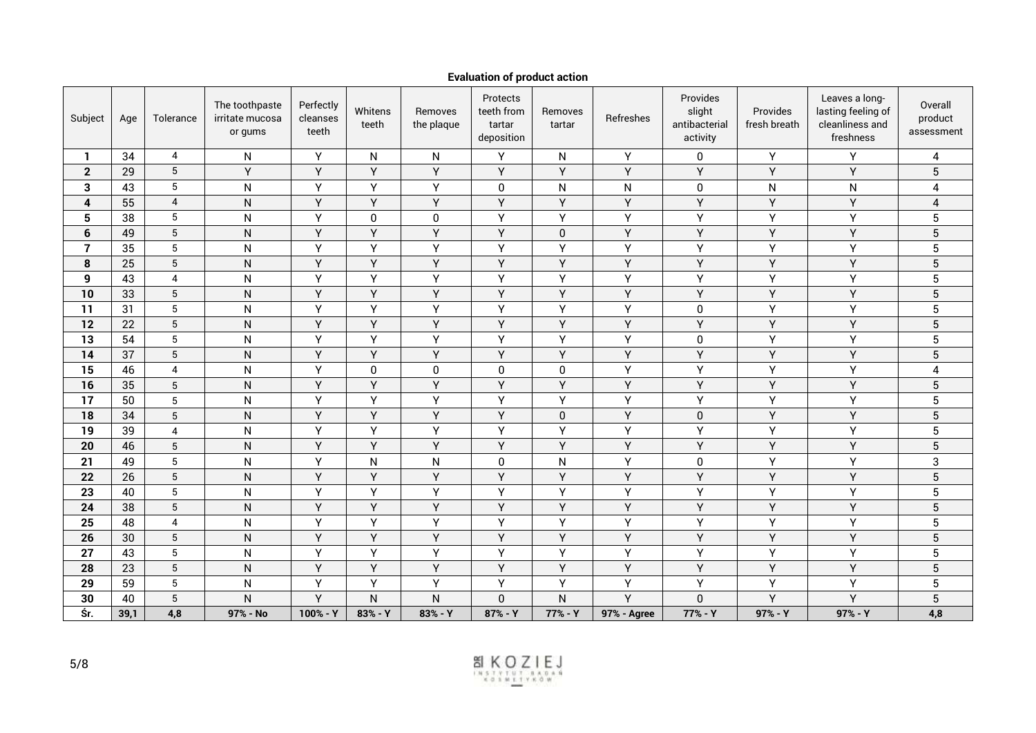**Evaluation of product action**

| Subject | Age | Tolerance | The toothpaste irritate mucosa or gums | Perfectly cleanses teeth | Whitens teeth | Removes the plaque | Protects teeth from tartar deposition | Removes tartar | Refreshes | Provides slight antibacterial activity | Provides fresh breath | Leaves a long-lasting feeling of cleanliness and freshness | Overall product assessment |
|---|---|---|---|---|---|---|---|---|---|---|---|---|---|
| **1** | 34 | 4 | N | Y | N | N | Y | N | Y | 0 | Y | Y | 4 |
| **2** | 29 | 5 | Y | Y | Y | Y | Y | Y | Y | Y | Y | Y | 5 |
| **3** | 43 | 5 | N | Y | Y | Y | 0 | N | N | 0 | N | N | 4 |
| **4** | 55 | 4 | N | Y | Y | Y | Y | Y | Y | Y | Y | Y | 4 |
| **5** | 38 | 5 | N | Y | 0 | 0 | Y | Y | Y | Y | Y | Y | 5 |
| **6** | 49 | 5 | N | Y | Y | Y | Y | 0 | Y | Y | Y | Y | 5 |
| **7** | 35 | 5 | N | Y | Y | Y | Y | Y | Y | Y | Y | Y | 5 |
| **8** | 25 | 5 | N | Y | Y | Y | Y | Y | Y | Y | Y | Y | 5 |
| **9** | 43 | 4 | N | Y | Y | Y | Y | Y | Y | Y | Y | Y | 5 |
| **10** | 33 | 5 | N | Y | Y | Y | Y | Y | Y | Y | Y | Y | 5 |
| **11** | 31 | 5 | N | Y | Y | Y | Y | Y | Y | 0 | Y | Y | 5 |
| **12** | 22 | 5 | N | Y | Y | Y | Y | Y | Y | Y | Y | Y | 5 |
| **13** | 54 | 5 | N | Y | Y | Y | Y | Y | Y | 0 | Y | Y | 5 |
| **14** | 37 | 5 | N | Y | Y | Y | Y | Y | Y | Y | Y | Y | 5 |
| **15** | 46 | 4 | N | Y | 0 | 0 | 0 | 0 | Y | Y | Y | Y | 4 |
| **16** | 35 | 5 | N | Y | Y | Y | Y | Y | Y | Y | Y | Y | 5 |
| **17** | 50 | 5 | N | Y | Y | Y | Y | Y | Y | Y | Y | Y | 5 |
| **18** | 34 | 5 | N | Y | Y | Y | Y | 0 | Y | 0 | Y | Y | 5 |
| **19** | 39 | 4 | N | Y | Y | Y | Y | Y | Y | Y | Y | Y | 5 |
| **20** | 46 | 5 | N | Y | Y | Y | Y | Y | Y | Y | Y | Y | 5 |
| **21** | 49 | 5 | N | Y | N | N | 0 | N | Y | 0 | Y | Y | 3 |
| **22** | 26 | 5 | N | Y | Y | Y | Y | Y | Y | Y | Y | Y | 5 |
| **23** | 40 | 5 | N | Y | Y | Y | Y | Y | Y | Y | Y | Y | 5 |
| **24** | 38 | 5 | N | Y | Y | Y | Y | Y | Y | Y | Y | Y | 5 |
| **25** | 48 | 4 | N | Y | Y | Y | Y | Y | Y | Y | Y | Y | 5 |
| **26** | 30 | 5 | N | Y | Y | Y | Y | Y | Y | Y | Y | Y | 5 |
| **27** | 43 | 5 | N | Y | Y | Y | Y | Y | Y | Y | Y | Y | 5 |
| **28** | 23 | 5 | N | Y | Y | Y | Y | Y | Y | Y | Y | Y | 5 |
| **29** | 59 | 5 | N | Y | Y | Y | Y | Y | Y | Y | Y | Y | 5 |
| **30** | 40 | 5 | N | Y | N | N | 0 | N | Y | 0 | Y | Y | 5 |
| **Śr.** | **39,1** | **4,8** | **97% - No** | **100% - Y** | **83% - Y** | **83% - Y** | **87% - Y** | **77% - Y** | **97% - Agree** | **77% - Y** | **97% - Y** | **97% - Y** | **4,8** |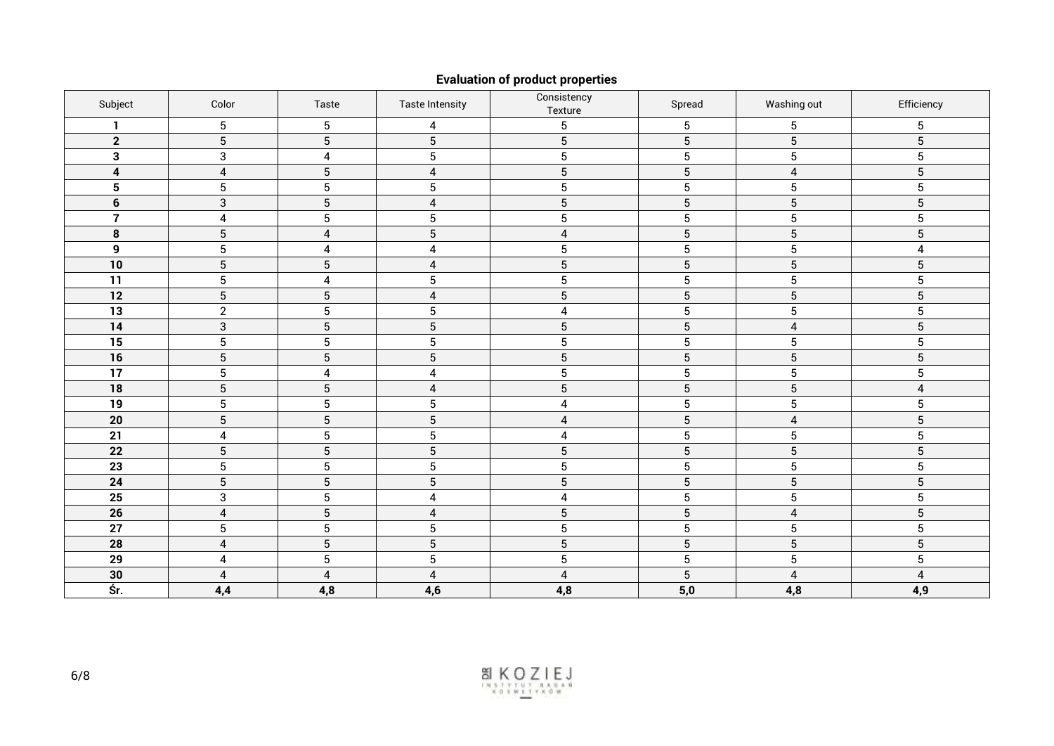**Evaluation of product properties**

| Subject | Color | Taste | Taste Intensity | Consistency Texture | Spread | Washing out | Efficiency |
|---|---|---|---|---|---|---|---|
| **1** | 5 | 5 | 4 | 5 | 5 | 5 | 5 |
| **2** | 5 | 5 | 5 | 5 | 5 | 5 | 5 |
| **3** | 3 | 4 | 5 | 5 | 5 | 5 | 5 |
| **4** | 4 | 5 | 4 | 5 | 5 | 4 | 5 |
| **5** | 5 | 5 | 5 | 5 | 5 | 5 | 5 |
| **6** | 3 | 5 | 4 | 5 | 5 | 5 | 5 |
| **7** | 4 | 5 | 5 | 5 | 5 | 5 | 5 |
| **8** | 5 | 4 | 5 | 4 | 5 | 5 | 5 |
| **9** | 5 | 4 | 4 | 5 | 5 | 5 | 4 |
| **10** | 5 | 5 | 4 | 5 | 5 | 5 | 5 |
| **11** | 5 | 4 | 5 | 5 | 5 | 5 | 5 |
| **12** | 5 | 5 | 4 | 5 | 5 | 5 | 5 |
| **13** | 2 | 5 | 5 | 4 | 5 | 5 | 5 |
| **14** | 3 | 5 | 5 | 5 | 5 | 4 | 5 |
| **15** | 5 | 5 | 5 | 5 | 5 | 5 | 5 |
| **16** | 5 | 5 | 5 | 5 | 5 | 5 | 5 |
| **17** | 5 | 4 | 4 | 5 | 5 | 5 | 5 |
| **18** | 5 | 5 | 4 | 5 | 5 | 5 | 4 |
| **19** | 5 | 5 | 5 | 4 | 5 | 5 | 5 |
| **20** | 5 | 5 | 5 | 4 | 5 | 4 | 5 |
| **21** | 4 | 5 | 5 | 4 | 5 | 5 | 5 |
| **22** | 5 | 5 | 5 | 5 | 5 | 5 | 5 |
| **23** | 5 | 5 | 5 | 5 | 5 | 5 | 5 |
| **24** | 5 | 5 | 5 | 5 | 5 | 5 | 5 |
| **25** | 3 | 5 | 4 | 4 | 5 | 5 | 5 |
| **26** | 4 | 5 | 4 | 5 | 5 | 4 | 5 |
| **27** | 5 | 5 | 5 | 5 | 5 | 5 | 5 |
| **28** | 4 | 5 | 5 | 5 | 5 | 5 | 5 |
| **29** | 4 | 5 | 5 | 5 | 5 | 5 | 5 |
| **30** | 4 | 4 | 4 | 4 | 5 | 4 | 4 |
| **Śr.** | **4,4** | **4,8** | **4,6** | **4,8** | **5,0** | **4,8** | **4,9** |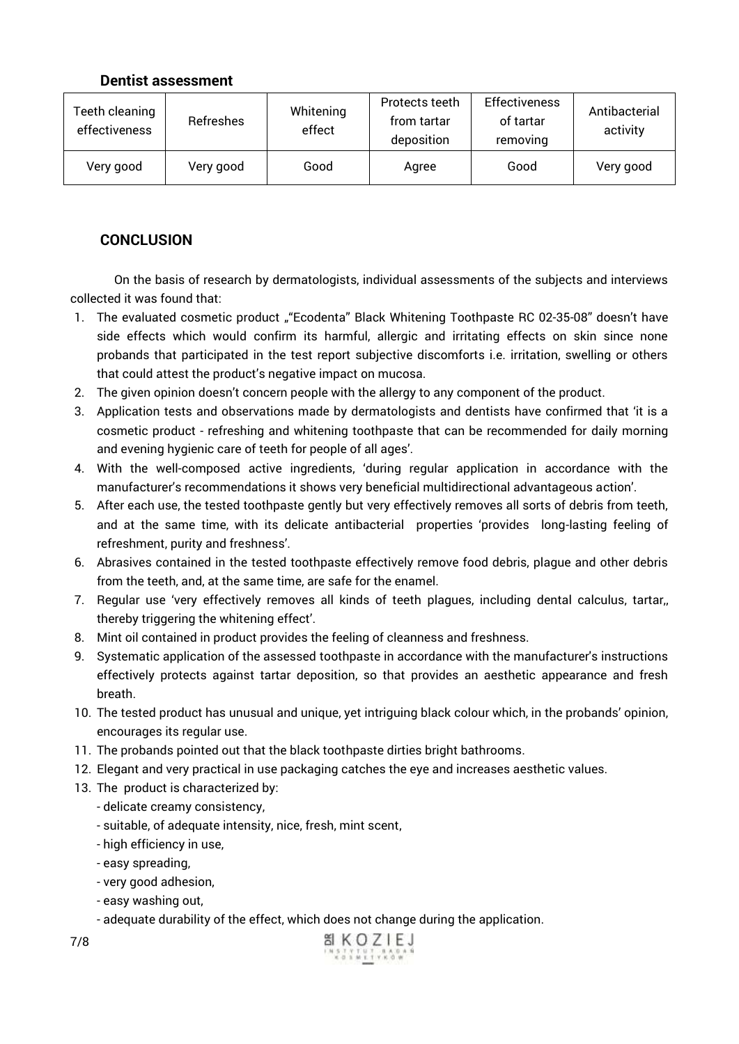### Dentist assessment

| Teeth cleaning effectiveness | Refreshes | Whitening effect | Protects teeth from tartar deposition | Effectiveness of tartar removing | Antibacterial activity |
|---|---|---|---|---|---|
| Very good | Very good | Good | Agree | Good | Very good |

### CONCLUSION

On the basis of research by dermatologists, individual assessments of the subjects and interviews collected it was found that:

1. The evaluated cosmetic product „"Ecodenta" Black Whitening Toothpaste RC 02-35-08" doesn't have side effects which would confirm its harmful, allergic and irritating effects on skin since none probands that participated in the test report subjective discomforts i.e. irritation, swelling or others that could attest the product's negative impact on mucosa.
2. The given opinion doesn't concern people with the allergy to any component of the product.
3. Application tests and observations made by dermatologists and dentists have confirmed that 'it is a cosmetic product - refreshing and whitening toothpaste that can be recommended for daily morning and evening hygienic care of teeth for people of all ages'.
4. With the well-composed active ingredients, 'during regular application in accordance with the manufacturer's recommendations it shows very beneficial multidirectional advantageous action'.
5. After each use, the tested toothpaste gently but very effectively removes all sorts of debris from teeth, and at the same time, with its delicate antibacterial properties 'provides long-lasting feeling of refreshment, purity and freshness'.
6. Abrasives contained in the tested toothpaste effectively remove food debris, plague and other debris from the teeth, and, at the same time, are safe for the enamel.
7. Regular use 'very effectively removes all kinds of teeth plagues, including dental calculus, tartar,, thereby triggering the whitening effect'.
8. Mint oil contained in product provides the feeling of cleanness and freshness.
9. Systematic application of the assessed toothpaste in accordance with the manufacturer's instructions effectively protects against tartar deposition, so that provides an aesthetic appearance and fresh breath.
10. The tested product has unusual and unique, yet intriguing black colour which, in the probands' opinion, encourages its regular use.
11. The probands pointed out that the black toothpaste dirties bright bathrooms.
12. Elegant and very practical in use packaging catches the eye and increases aesthetic values.
13. The product is characterized by:
    - delicate creamy consistency,
    - suitable, of adequate intensity, nice, fresh, mint scent,
    - high efficiency in use,
    - easy spreading,
    - very good adhesion,
    - easy washing out,
    - adequate durability of the effect, which does not change during the application.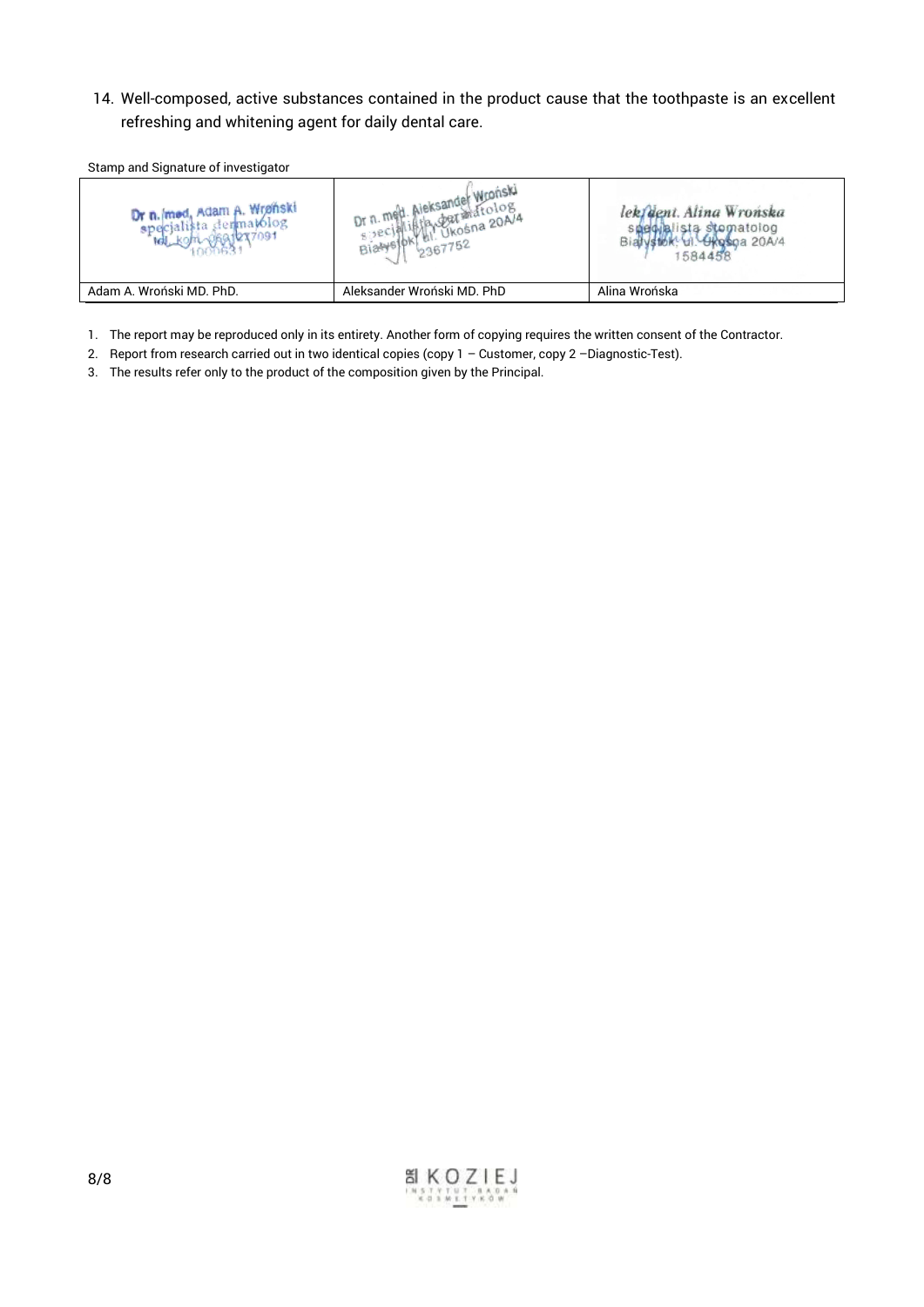14. Well-composed, active substances contained in the product cause that the toothpaste is an excellent refreshing and whitening agent for daily dental care.

Stamp and Signature of investigator

| | | |
|---|---|---|
| Dr n. med. Adam A. Wroński specjalista dermatolog tel. kom. 0661217091 1000631 | Dr n. med. Aleksander Wroński specjalista dermatolog Białystok, ul. Ukośna 20A/4 2367752 | lek. dent. Alina Wrońska specjalista stomatolog Białystok, ul. Ukośna 20A/4 1584458 |
| Adam A. Wroński MD. PhD. | Aleksander Wroński MD. PhD | Alina Wrońska |

1. The report may be reproduced only in its entirety. Another form of copying requires the written consent of the Contractor.
2. Report from research carried out in two identical copies (copy 1 – Customer, copy 2 –Diagnostic-Test).
3. The results refer only to the product of the composition given by the Principal.